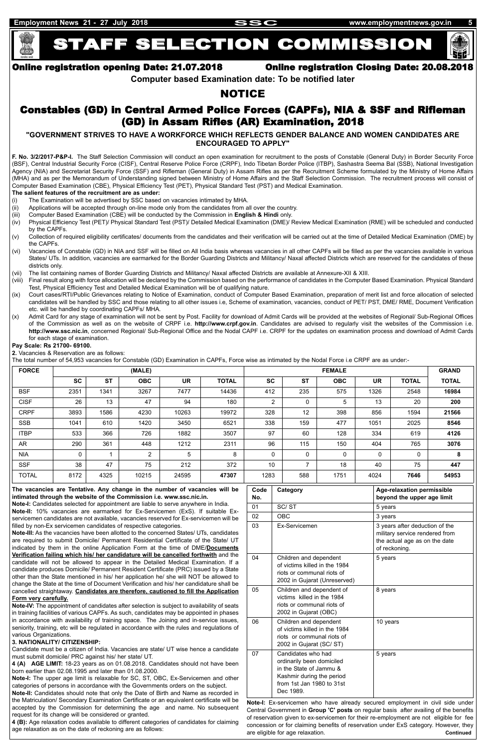# STAFF SELECTION COMMISSION

**Online registration opening Date: 21.07.2018** **Online registration Closing Date: 20.08.2018**

**Computer based Examination date: To be notified later**

## NOTICE

## Constables (GD) in Central Armed Police Forces (CAPFs), NIA & SSF and Rifleman (GD) in Assam Rifles (AR) Examination, 2018

**"GOVERNMENT STRIVES TO HAVE A WORKFORCE WHICH REFLECTS GENDER BALANCE AND WOMEN CANDIDATES ARE ENCOURAGED TO APPLY"**

**F. No. 3/2/2017-P&P-I.** The Staff Selection Commission will conduct an open examination for recruitment to the posts of Constable (General Duty) in Border Security Force (BSF), Central Industrial Security Force (CISF), Central Reserve Police Force (CRPF), Indo Tibetan Border Police (ITBP), Sashastra Seema Bal (SSB), National Investigation Agency (NIA) and Secretariat Security Force (SSF) and Rifleman (General Duty) in Assam Rifles as per the Recruitment Scheme formulated by the Ministry of Home Affairs (MHA) and as per the Memorandum of Understanding signed between Ministry of Home Affairs and the Staff Selection Commission. The recruitment process will consist of Computer Based Examination (CBE), Physical Efficiency Test (PET), Physical Standard Test (PST) and Medical Examination.

**The salient features of the recruitment are as under:**

(i) The Examination will be advertised by SSC based on vacancies intimated by MHA.

(ii) Applications will be accepted through on-line mode only from the candidates from all over the country.

(iii) Computer Based Examination (CBE) will be conducted by the Commission in **English & Hindi** only.

(iv) Physical Efficiency Test (PET)/ Physical Standard Test (PST)/ Detailed Medical Examination (DME)/ Review Medical Examination (RME) will be scheduled and conducted by the CAPFs.

(v) Collection of required eligibility certificates/ documents from the candidates and their verification will be carried out at the time of Detailed Medical Examination (DME) by the CAPFs.

(vi) Vacancies of Constable (GD) in NIA and SSF will be filled on All India basis whereas vacancies in all other CAPFs will be filled as per the vacancies available in various States/ UTs. In addition, vacancies are earmarked for the Border Guarding Districts and Militancy/ Naxal affected Districts which are reserved for the candidates of these districts only.

(vii) The list containing names of Border Guarding Districts and Militancy/ Naxal affected Districts are available at Annexure-XII & XIII.

(viii) Final result along with force allocation will be declared by the Commission based on the performance of candidates in the Computer Based Examination. Physical Standard Test, Physical Efficiency Test and Detailed Medical Examination will be of qualifying nature.

(ix) Court cases/RTI/Public Grievances relating to Notice of Examination, conduct of Computer Based Examination, preparation of merit list and force allocation of selected candidates will be handled by SSC and those relating to all other issues i.e, Scheme of examination, vacancies, conduct of PET/ PST, DME/ RME, Document Verification etc. will be handled by coordinating CAPFs/ MHA.

(x) Admit Card for any stage of examination will not be sent by Post. Facility for download of Admit Cards will be provided at the websites of Regional/ Sub-Regional Offices of the Commission as well as on the website of CRPF i.e. **http://www.crpf.gov.in**. Candidates are advised to regularly visit the websites of the Commission i.e. **http://www.ssc.nic.in**, concerned Regional/ Sub-Regional Office and the Nodal CAPF i.e. CRPF for the updates on examination process and download of Admit Cards for each stage of examination.

**Pay Scale: Rs 21700- 69100.**

**2.** Vacancies & Reservation are as follows:

The total number of 54,953 vacancies for Constable (GD) Examination in CAPFs, Force wise as intimated by the Nodal Force i.e CRPF are as under:-

| FORCE | (MALE) | | | | | FEMALE | | | | | GRAND |
|---|---|---|---|---|---|---|---|---|---|---|---|
| | SC | ST | OBC | UR | TOTAL | SC | ST | OBC | UR | TOTAL | TOTAL |
| BSF | 2351 | 1341 | 3267 | 7477 | 14436 | 412 | 235 | 575 | 1326 | 2548 | **16984** |
| CISF | 26 | 13 | 47 | 94 | 180 | 2 | 0 | 5 | 13 | 20 | **200** |
| CRPF | 3893 | 1586 | 4230 | 10263 | 19972 | 328 | 12 | 398 | 856 | 1594 | **21566** |
| SSB | 1041 | 610 | 1420 | 3450 | 6521 | 338 | 159 | 477 | 1051 | 2025 | **8546** |
| ITBP | 533 | 366 | 726 | 1882 | 3507 | 97 | 60 | 128 | 334 | 619 | **4126** |
| AR | 290 | 361 | 448 | 1212 | 2311 | 96 | 115 | 150 | 404 | 765 | **3076** |
| NIA | 0 | 1 | 2 | 5 | 8 | 0 | 0 | 0 | 0 | 0 | **8** |
| SSF | 38 | 47 | 75 | 212 | 372 | 10 | 7 | 18 | 40 | 75 | **447** |
| TOTAL | 8172 | 4325 | 10215 | 24595 | **47307** | 1283 | 588 | 1751 | 4024 | **7646** | **54953** |

**The vacancies are Tentative. Any change in the number of vacancies will be intimated through the website of the Commission i.e. www.ssc.nic.in.**

**Note-I:** Candidates selected for appointment are liable to serve anywhere in India.

**Note-II:** 10% vacancies are earmarked for Ex-Servicemen (ExS). If suitable Ex-servicemen candidates are not available, vacancies reserved for Ex-servicemen will be filled by non-Ex servicemen candidates of respective categories.

**Note-III:** As the vacancies have been allotted to the concerned States/ UTs, candidates are required to submit Domicile/ Permanent Residential Certificate of the State/ UT indicated by them in the online Application Form at the time of DME/**Documents Verification failing which his/ her candidature will be cancelled forthwith** and the candidate will not be allowed to appear in the Detailed Medical Examination. If a candidate produces Domicile/ Permanent Resident Certificate (PRC) issued by a State other than the State mentioned in his/ her application he/ she will NOT be allowed to change the State at the time of Document Verification and his/ her candidature shall be cancelled straightaway. **Candidates are therefore, cautioned to fill the Application Form very carefully.**

**Note-IV:** The appointment of candidates after selection is subject to availability of seats in training facilities of various CAPFs. As such, candidates may be appointed in phases in accordance with availability of training space. The Joining and in-service issues, seniority, training, etc will be regulated in accordance with the rules and regulations of various Organizations.

**3. NATIONALITY/ CITIZENSHIP:**

Candidate must be a citizen of India. Vacancies are state/ UT wise hence a candidate must submit domicile/ PRC against his/ her state/ UT.

**4 (A) AGE LIMIT:** 18-23 years as on 01.08.2018. Candidates should not have been born earlier than 02.08.1995 and later than 01.08.2000.

**Note-I:** The upper age limit is relaxable for SC, ST, OBC, Ex-Servicemen and other categories of persons in accordance with the Governments orders on the subject.

**Note-II:** Candidates should note that only the Date of Birth and Name as recorded in the Matriculation/ Secondary Examination Certificate or an equivalent certificate will be accepted by the Commission for determining the age and name. No subsequent request for its change will be considered or granted.

**4 (B):** Age relaxation codes available to different categories of candidates for claiming age relaxation as on the date of reckoning are as follows:

| Code No. | Category | Age-relaxation permissible beyond the upper age limit |
|---|---|---|
| 01 | SC/ ST | 5 years |
| 02 | OBC | 3 years |
| 03 | Ex-Servicemen | 3 years after deduction of the military service rendered from the actual age as on the date of reckoning. |
| 04 | Children and dependent of victims killed in the 1984 riots or communal riots of 2002 in Gujarat (Unreserved) | 5 years |
| 05 | Children and dependent of victims killed in the 1984 riots or communal riots of 2002 in Gujarat (OBC) | 8 years |
| 06 | Children and dependent of victims killed in the 1984 riots or communal riots of 2002 in Gujarat (SC/ ST) | 10 years |
| 07 | Candidates who had ordinarily been domiciled in the State of Jammu & Kashmir during the period from 1st Jan 1980 to 31st Dec 1989. | 5 years |

**Note-I:** Ex-servicemen who have already secured employment in civil side under Central Government in **Group 'C' posts** on regular basis after availing of the benefits of reservation given to ex-servicemen for their re-employment are not eligible for fee concession or for claiming benefits of reservation under ExS category. However, they are eligible for age relaxation.

**Continued**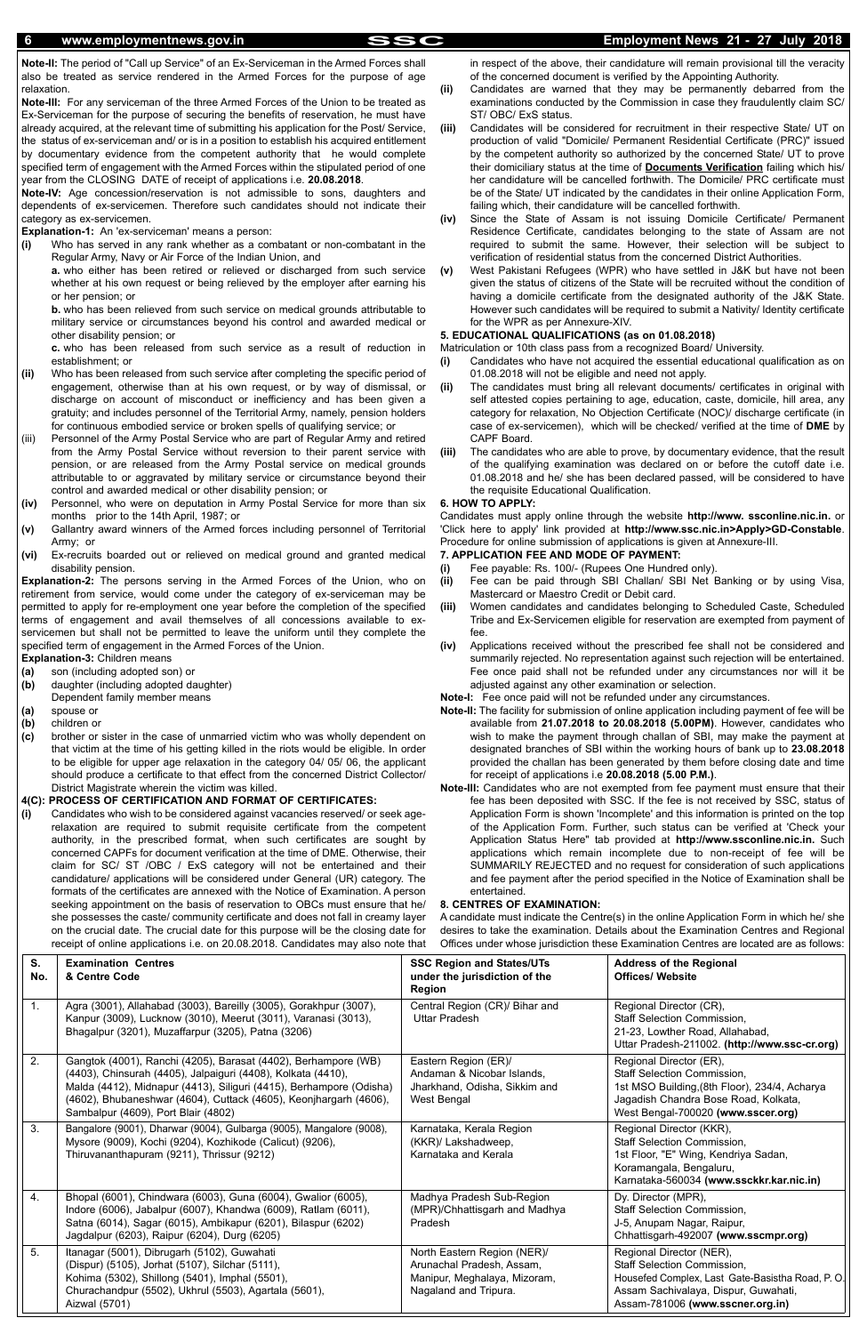**Note-II:** The period of "Call up Service" of an Ex-Serviceman in the Armed Forces shall also be treated as service rendered in the Armed Forces for the purpose of age relaxation.

**Note-III:** For any serviceman of the three Armed Forces of the Union to be treated as Ex-Serviceman for the purpose of securing the benefits of reservation, he must have already acquired, at the relevant time of submitting his application for the Post/ Service, the status of ex-serviceman and/ or is in a position to establish his acquired entitlement by documentary evidence from the competent authority that he would complete specified term of engagement with the Armed Forces within the stipulated period of one year from the CLOSING DATE of receipt of applications i.e. **20.08.2018**.

**Note-IV:** Age concession/reservation is not admissible to sons, daughters and dependents of ex-servicemen. Therefore such candidates should not indicate their category as ex-servicemen.

**Explanation-1:** An 'ex-serviceman' means a person:

**(i)** Who has served in any rank whether as a combatant or non-combatant in the Regular Army, Navy or Air Force of the Indian Union, and

**a.** who either has been retired or relieved or discharged from such service whether at his own request or being relieved by the employer after earning his or her pension; or

**b.** who has been relieved from such service on medical grounds attributable to military service or circumstances beyond his control and awarded medical or other disability pension; or

**c.** who has been released from such service as a result of reduction in establishment; or

**(ii)** Who has been released from such service after completing the specific period of engagement, otherwise than at his own request, or by way of dismissal, or discharge on account of misconduct or inefficiency and has been given a gratuity; and includes personnel of the Territorial Army, namely, pension holders for continuous embodied service or broken spells of qualifying service; or

(iii) Personnel of the Army Postal Service who are part of Regular Army and retired from the Army Postal Service without reversion to their parent service with pension, or are released from the Army Postal service on medical grounds attributable to or aggravated by military service or circumstance beyond their control and awarded medical or other disability pension; or

**(iv)** Personnel, who were on deputation in Army Postal Service for more than six months prior to the 14th April, 1987; or

**(v)** Gallantry award winners of the Armed forces including personnel of Territorial Army; or

**(vi)** Ex-recruits boarded out or relieved on medical ground and granted medical disability pension.

**Explanation-2:** The persons serving in the Armed Forces of the Union, who on retirement from service, would come under the category of ex-serviceman may be permitted to apply for re-employment one year before the completion of the specified terms of engagement and avail themselves of all concessions available to ex-servicemen but shall not be permitted to leave the uniform until they complete the specified term of engagement in the Armed Forces of the Union.

**Explanation-3:** Children means

**(a)** son (including adopted son) or

**(b)** daughter (including adopted daughter)

Dependent family member means

**(a)** spouse or

**(b)** children or

**(c)** brother or sister in the case of unmarried victim who was wholly dependent on that victim at the time of his getting killed in the riots would be eligible. In order to be eligible for upper age relaxation in the category 04/ 05/ 06, the applicant should produce a certificate to that effect from the concerned District Collector/ District Magistrate wherein the victim was killed.

### 4(C): PROCESS OF CERTIFICATION AND FORMAT OF CERTIFICATES:

**(i)** Candidates who wish to be considered against vacancies reserved/ or seek age-relaxation are required to submit requisite certificate from the competent authority, in the prescribed format, when such certificates are sought by concerned CAPFs for document verification at the time of DME. Otherwise, their claim for SC/ ST /OBC / ExS category will not be entertained and their candidature/ applications will be considered under General (UR) category. The formats of the certificates are annexed with the Notice of Examination. A person seeking appointment on the basis of reservation to OBCs must ensure that he/ she possesses the caste/ community certificate and does not fall in creamy layer on the crucial date. The crucial date for this purpose will be the closing date for receipt of online applications i.e. on 20.08.2018. Candidates may also note that in respect of the above, their candidature will remain provisional till the veracity of the concerned document is verified by the Appointing Authority.

**(ii)** Candidates are warned that they may be permanently debarred from the examinations conducted by the Commission in case they fraudulently claim SC/ ST/ OBC/ ExS status.

**(iii)** Candidates will be considered for recruitment in their respective State/ UT on production of valid "Domicile/ Permanent Residential Certificate (PRC)" issued by the competent authority so authorized by the concerned State/ UT to prove their domiciliary status at the time of **Documents Verification** failing which his/ her candidature will be cancelled forthwith. The Domicile/ PRC certificate must be of the State/ UT indicated by the candidates in their online Application Form, failing which, their candidature will be cancelled forthwith.

**(iv)** Since the State of Assam is not issuing Domicile Certificate/ Permanent Residence Certificate, candidates belonging to the state of Assam are not required to submit the same. However, their selection will be subject to verification of residential status from the concerned District Authorities.

**(v)** West Pakistani Refugees (WPR) who have settled in J&K but have not been given the status of citizens of the State will be recruited without the condition of having a domicile certificate from the designated authority of the J&K State. However such candidates will be required to submit a Nativity/ Identity certificate for the WPR as per Annexure-XIV.

### 5. EDUCATIONAL QUALIFICATIONS (as on 01.08.2018)

Matriculation or 10th class pass from a recognized Board/ University.

**(i)** Candidates who have not acquired the essential educational qualification as on 01.08.2018 will not be eligible and need not apply.

**(ii)** The candidates must bring all relevant documents/ certificates in original with self attested copies pertaining to age, education, caste, domicile, hill area, any category for relaxation, No Objection Certificate (NOC)/ discharge certificate (in case of ex-servicemen), which will be checked/ verified at the time of **DME** by CAPF Board.

**(iii)** The candidates who are able to prove, by documentary evidence, that the result of the qualifying examination was declared on or before the cutoff date i.e. 01.08.2018 and he/ she has been declared passed, will be considered to have the requisite Educational Qualification.

### 6. HOW TO APPLY:

Candidates must apply online through the website **http://www. ssconline.nic.in.** or 'Click here to apply' link provided at **http://www.ssc.nic.in>Apply>GD-Constable**. Procedure for online submission of applications is given at Annexure-III.

### 7. APPLICATION FEE AND MODE OF PAYMENT:

**(i)** Fee payable: Rs. 100/- (Rupees One Hundred only).

**(ii)** Fee can be paid through SBI Challan/ SBI Net Banking or by using Visa, Mastercard or Maestro Credit or Debit card.

**(iii)** Women candidates and candidates belonging to Scheduled Caste, Scheduled Tribe and Ex-Servicemen eligible for reservation are exempted from payment of fee.

**(iv)** Applications received without the prescribed fee shall not be considered and summarily rejected. No representation against such rejection will be entertained. Fee once paid shall not be refunded under any circumstances nor will it be adjusted against any other examination or selection.

**Note-I:** Fee once paid will not be refunded under any circumstances.

**Note-II:** The facility for submission of online application including payment of fee will be available from **21.07.2018 to 20.08.2018 (5.00PM)**. However, candidates who wish to make the payment through challan of SBI, may make the payment at designated branches of SBI within the working hours of bank up to **23.08.2018** provided the challan has been generated by them before closing date and time for receipt of applications i.e **20.08.2018 (5.00 P.M.)**.

**Note-III:** Candidates who are not exempted from fee payment must ensure that their fee has been deposited with SSC. If the fee is not received by SSC, status of Application Form is shown 'Incomplete' and this information is printed on the top of the Application Form. Further, such status can be verified at 'Check your Application Status Here" tab provided at **http://www.ssconline.nic.in.** Such applications which remain incomplete due to non-receipt of fee will be SUMMARILY REJECTED and no request for consideration of such applications and fee payment after the period specified in the Notice of Examination shall be entertained.

### 8. CENTRES OF EXAMINATION:

A candidate must indicate the Centre(s) in the online Application Form in which he/ she desires to take the examination. Details about the Examination Centres and Regional Offices under whose jurisdiction these Examination Centres are located are as follows:

| S. No. | Examination Centres & Centre Code | SSC Region and States/UTs under the jurisdiction of the Region | Address of the Regional Offices/ Website |
|---|---|---|---|
| 1. | Agra (3001), Allahabad (3003), Bareilly (3005), Gorakhpur (3007), Kanpur (3009), Lucknow (3010), Meerut (3011), Varanasi (3013), Bhagalpur (3201), Muzaffarpur (3205), Patna (3206) | Central Region (CR)/ Bihar and Uttar Pradesh | Regional Director (CR), Staff Selection Commission, 21-23, Lowther Road, Allahabad, Uttar Pradesh-211002. **(http://www.ssc-cr.org)** |
| 2. | Gangtok (4001), Ranchi (4205), Barasat (4402), Berhampore (WB) (4403), Chinsurah (4405), Jalpaiguri (4408), Kolkata (4410), Malda (4412), Midnapur (4413), Siliguri (4415), Berhampore (Odisha) (4602), Bhubaneshwar (4604), Cuttack (4605), Keonjhargarh (4606), Sambalpur (4609), Port Blair (4802) | Eastern Region (ER)/ Andaman & Nicobar Islands, Jharkhand, Odisha, Sikkim and West Bengal | Regional Director (ER), Staff Selection Commission, 1st MSO Building,(8th Floor), 234/4, Acharya Jagadish Chandra Bose Road, Kolkata, West Bengal-700020 **(www.sscer.org)** |
| 3. | Bangalore (9001), Dharwar (9004), Gulbarga (9005), Mangalore (9008), Mysore (9009), Kochi (9204), Kozhikode (Calicut) (9206), Thiruvananthapuram (9211), Thrissur (9212) | Karnataka, Kerala Region (KKR)/ Lakshadweep, Karnataka and Kerala | Regional Director (KKR), Staff Selection Commission, 1st Floor, "E" Wing, Kendriya Sadan, Koramangala, Bengaluru, Karnataka-560034 **(www.ssckkr.kar.nic.in)** |
| 4. | Bhopal (6001), Chindwara (6003), Guna (6004), Gwalior (6005), Indore (6006), Jabalpur (6007), Khandwa (6009), Ratlam (6011), Satna (6014), Sagar (6015), Ambikapur (6201), Bilaspur (6202) Jagdalpur (6203), Raipur (6204), Durg (6205) | Madhya Pradesh Sub-Region (MPR)/Chhattisgarh and Madhya Pradesh | Dy. Director (MPR), Staff Selection Commission, J-5, Anupam Nagar, Raipur, Chhattisgarh-492007 **(www.sscmpr.org)** |
| 5. | Itanagar (5001), Dibrugarh (5102), Guwahati (Dispur) (5105), Jorhat (5107), Silchar (5111), Kohima (5302), Shillong (5401), Imphal (5501), Churachandpur (5502), Ukhrul (5503), Agartala (5601), Aizwal (5701) | North Eastern Region (NER)/ Arunachal Pradesh, Assam, Manipur, Meghalaya, Mizoram, Nagaland and Tripura. | Regional Director (NER), Staff Selection Commission, Housefed Complex, Last Gate-Basistha Road, P. O. Assam Sachivalaya, Dispur, Guwahati, Assam-781006 **(www.sscner.org.in)** |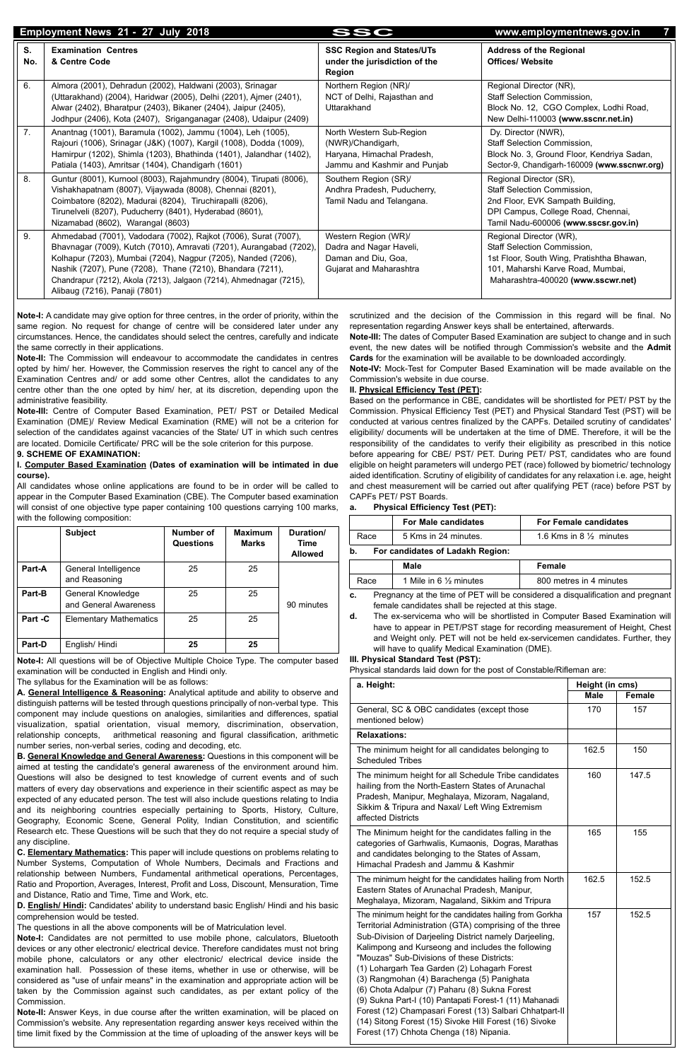| S. No. | Examination Centres & Centre Code | SSC Region and States/UTs under the jurisdiction of the Region | Address of the Regional Offices/ Website |
|---|---|---|---|
| 6. | Almora (2001), Dehradun (2002), Haldwani (2003), Srinagar (Uttarakhand) (2004), Haridwar (2005), Delhi (2201), Ajmer (2401), Alwar (2402), Bharatpur (2403), Bikaner (2404), Jaipur (2405), Jodhpur (2406), Kota (2407), Sriganganagar (2408), Udaipur (2409) | Northern Region (NR)/ NCT of Delhi, Rajasthan and Uttarakhand | Regional Director (NR), Staff Selection Commission, Block No. 12, CGO Complex, Lodhi Road, New Delhi-110003 **(www.sscnr.net.in)** |
| 7. | Anantnag (1001), Baramula (1002), Jammu (1004), Leh (1005), Rajouri (1006), Srinagar (J&K) (1007), Kargil (1008), Dodda (1009), Hamirpur (1202), Shimla (1203), Bhathinda (1401), Jalandhar (1402), Patiala (1403), Amritsar (1404), Chandigarh (1601) | North Western Sub-Region (NWR)/Chandigarh, Haryana, Himachal Pradesh, Jammu and Kashmir and Punjab | Dy. Director (NWR), Staff Selection Commission, Block No. 3, Ground Floor, Kendriya Sadan, Sector-9, Chandigarh-160009 **(www.sscnwr.org)** |
| 8. | Guntur (8001), Kurnool (8003), Rajahmundry (8004), Tirupati (8006), Vishakhapatnam (8007), Vijaywada (8008), Chennai (8201), Coimbatore (8202), Madurai (8204), Tiruchirapalli (8206), Tirunelveli (8207), Puducherry (8401), Hyderabad (8601), Nizamabad (8602), Warangal (8603) | Southern Region (SR)/ Andhra Pradesh, Puducherry, Tamil Nadu and Telangana. | Regional Director (SR), Staff Selection Commission, 2nd Floor, EVK Sampath Building, DPI Campus, College Road, Chennai, Tamil Nadu-600006 **(www.sscsr.gov.in)** |
| 9. | Ahmedabad (7001), Vadodara (7002), Rajkot (7006), Surat (7007), Bhavnagar (7009), Kutch (7010), Amravati (7201), Aurangabad (7202), Kolhapur (7203), Mumbai (7204), Nagpur (7205), Nanded (7206), Nashik (7207), Pune (7208), Thane (7210), Bhandara (7211), Chandrapur (7212), Akola (7213), Jalgaon (7214), Ahmednagar (7215), Alibaug (7216), Panaji (7801) | Western Region (WR)/ Dadra and Nagar Haveli, Daman and Diu, Goa, Gujarat and Maharashtra | Regional Director (WR), Staff Selection Commission, 1st Floor, South Wing, Pratishtha Bhawan, 101, Maharshi Karve Road, Mumbai, Maharashtra-400020 **(www.sscwr.net)** |

**Note-I:** A candidate may give option for three centres, in the order of priority, within the same region. No request for change of centre will be considered later under any circumstances. Hence, the candidates should select the centres, carefully and indicate the same correctly in their applications.

**Note-II:** The Commission will endeavour to accommodate the candidates in centres opted by him/ her. However, the Commission reserves the right to cancel any of the Examination Centres and/ or add some other Centres, allot the candidates to any centre other than the one opted by him/ her, at its discretion, depending upon the administrative feasibility.

**Note-III:** Centre of Computer Based Examination, PET/ PST or Detailed Medical Examination (DME)/ Review Medical Examination (RME) will not be a criterion for selection of the candidates against vacancies of the State/ UT in which such centres are located. Domicile Certificate/ PRC will be the sole criterion for this purpose.

**9. SCHEME OF EXAMINATION:**

**I. Computer Based Examination (Dates of examination will be intimated in due course).**

All candidates whose online applications are found to be in order will be called to appear in the Computer Based Examination (CBE). The Computer based examination will consist of one objective type paper containing 100 questions carrying 100 marks, with the following composition:

| | Subject | Number of Questions | Maximum Marks | Duration/ Time Allowed |
|---|---|---|---|---|
| **Part-A** | General Intelligence and Reasoning | 25 | 25 | 90 minutes |
| **Part-B** | General Knowledge and General Awareness | 25 | 25 | |
| **Part -C** | Elementary Mathematics | 25 | 25 | |
| **Part-D** | English/ Hindi | **25** | **25** | |

**Note-I:** All questions will be of Objective Multiple Choice Type. The computer based examination will be conducted in English and Hindi only.

The syllabus for the Examination will be as follows:

**A. General Intelligence & Reasoning:** Analytical aptitude and ability to observe and distinguish patterns will be tested through questions principally of non-verbal type. This component may include questions on analogies, similarities and differences, spatial visualization, spatial orientation, visual memory, discrimination, observation, relationship concepts, arithmetical reasoning and figural classification, arithmetic number series, non-verbal series, coding and decoding, etc.

**B. General Knowledge and General Awareness:** Questions in this component will be aimed at testing the candidate's general awareness of the environment around him. Questions will also be designed to test knowledge of current events and of such matters of every day observations and experience in their scientific aspect as may be expected of any educated person. The test will also include questions relating to India and its neighboring countries especially pertaining to Sports, History, Culture, Geography, Economic Scene, General Polity, Indian Constitution, and scientific Research etc. These Questions will be such that they do not require a special study of any discipline.

**C. Elementary Mathematics:** This paper will include questions on problems relating to Number Systems, Computation of Whole Numbers, Decimals and Fractions and relationship between Numbers, Fundamental arithmetical operations, Percentages, Ratio and Proportion, Averages, Interest, Profit and Loss, Discount, Mensuration, Time and Distance, Ratio and Time, Time and Work, etc.

**D. English/ Hindi:** Candidates' ability to understand basic English/ Hindi and his basic comprehension would be tested.

The questions in all the above components will be of Matriculation level.

**Note-I:** Candidates are not permitted to use mobile phone, calculators, Bluetooth devices or any other electronic/ electrical device. Therefore candidates must not bring mobile phone, calculators or any other electronic/ electrical device inside the examination hall. Possession of these items, whether in use or otherwise, will be considered as "use of unfair means" in the examination and appropriate action will be taken by the Commission against such candidates, as per extant policy of the Commission.

**Note-II:** Answer Keys, in due course after the written examination, will be placed on Commission's website. Any representation regarding answer keys received within the time limit fixed by the Commission at the time of uploading of the answer keys will be scrutinized and the decision of the Commission in this regard will be final. No representation regarding Answer keys shall be entertained, afterwards.

**Note-III:** The dates of Computer Based Examination are subject to change and in such event, the new dates will be notified through Commission's website and the **Admit Cards** for the examination will be available to be downloaded accordingly.

**Note-IV:** Mock-Test for Computer Based Examination will be made available on the Commission's website in due course.

**II. Physical Efficiency Test (PET):**

Based on the performance in CBE, candidates will be shortlisted for PET/ PST by the Commission. Physical Efficiency Test (PET) and Physical Standard Test (PST) will be conducted at various centres finalized by the CAPFs. Detailed scrutiny of candidates' eligibility/ documents will be undertaken at the time of DME. Therefore, it will be the responsibility of the candidates to verify their eligibility as prescribed in this notice before appearing for CBE/ PST/ PET. During PET/ PST, candidates who are found eligible on height parameters will undergo PET (race) followed by biometric/ technology aided identification. Scrutiny of eligibility of candidates for any relaxation i.e. age, height and chest measurement will be carried out after qualifying PET (race) before PST by CAPFs PET/ PST Boards.

**a. Physical Efficiency Test (PET):**

| | For Male candidates | For Female candidates |
|---|---|---|
| Race | 5 Kms in 24 minutes. | 1.6 Kms in 8 ½ minutes |

**b. For candidates of Ladakh Region:**

| | Male | Female |
|---|---|---|
| Race | 1 Mile in 6 ½ minutes | 800 metres in 4 minutes |

**c.** Pregnancy at the time of PET will be considered a disqualification and pregnant female candidates shall be rejected at this stage.

**d.** The ex-servicema who will be shortlisted in Computer Based Examination will have to appear in PET/PST stage for recording measurement of Height, Chest and Weight only. PET will not be held ex-servicemen candidates. Further, they will have to qualify Medical Examination (DME).

**III. Physical Standard Test (PST):**

Physical standards laid down for the post of Constable/Rifleman are:

| a. Height: | Height (in cms) | |
|---|---|---|
| | **Male** | **Female** |
| General, SC & OBC candidates (except those mentioned below) | 170 | 157 |
| **Relaxations:** | | |
| The minimum height for all candidates belonging to Scheduled Tribes | 162.5 | 150 |
| The minimum height for all Schedule Tribe candidates hailing from the North-Eastern States of Arunachal Pradesh, Manipur, Meghalaya, Mizoram, Nagaland, Sikkim & Tripura and Naxal/ Left Wing Extremism affected Districts | 160 | 147.5 |
| The Minimum height for the candidates falling in the categories of Garhwalis, Kumaonis, Dogras, Marathas and candidates belonging to the States of Assam, Himachal Pradesh and Jammu & Kashmir | 165 | 155 |
| The minimum height for the candidates hailing from North Eastern States of Arunachal Pradesh, Manipur, Meghalaya, Mizoram, Nagaland, Sikkim and Tripura | 162.5 | 152.5 |
| The minimum height for the candidates hailing from Gorkha Territorial Administration (GTA) comprising of the three Sub-Division of Darjeeling District namely Darjeeling, Kalimpong and Kurseong and includes the following "Mouzas" Sub-Divisions of these Districts: (1) Lohargarh Tea Garden (2) Lohagarh Forest (3) Rangmohan (4) Barachenga (5) Panighata (6) Chota Adalpur (7) Paharu (8) Sukna Forest (9) Sukna Part-I (10) Pantapati Forest-1 (11) Mahanadi Forest (12) Champasari Forest (13) Salbari Chhatpart-II (14) Sitong Forest (15) Sivoke Hill Forest (16) Sivoke Forest (17) Chhota Chenga (18) Nipania. | 157 | 152.5 |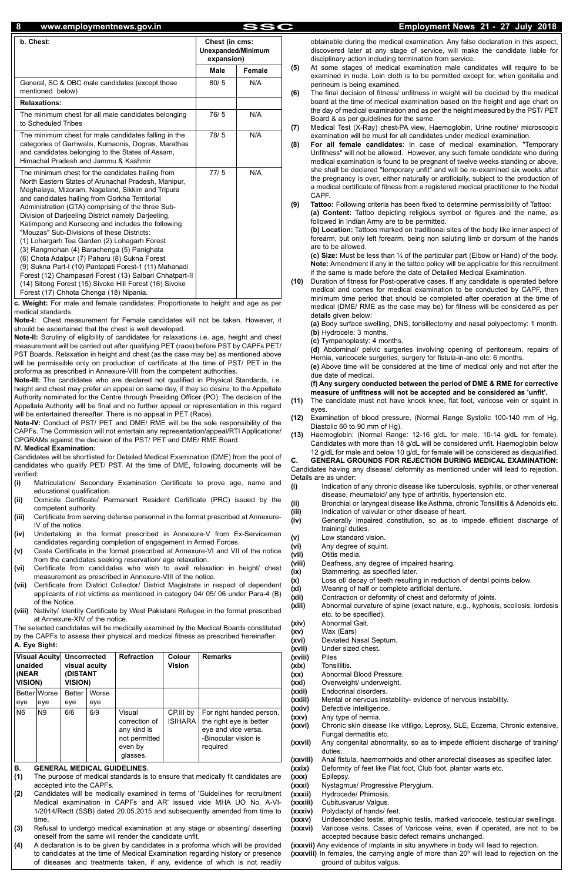| b. Chest: | Chest (in cms: Unexpanded/Minimum expansion) | |
|---|---|---|
| | Male | Female |
| General, SC & OBC male candidates (except those mentioned below) | 80/ 5 | N/A |
| **Relaxations:** | | |
| The minimum chest for all male candidates belonging to Scheduled Tribes | 76/ 5 | N/A |
| The minimum chest for male candidates falling in the categories of Garhwalis, Kumaonis, Dogras, Marathas and candidates belonging to the States of Assam, Himachal Pradesh and Jammu & Kashmir | 78/ 5 | N/A |
| The minimum chest for the candidates hailing from North Eastern States of Arunachal Pradesh, Manipur, Meghalaya, Mizoram, Nagaland, Sikkim and Tripura and candidates hailing from Gorkha Territorial Administration (GTA) comprising of the three Sub-Division of Darjeeling District namely Darjeeling, Kalimpong and Kurseong and includes the following "Mouzas" Sub-Divisions of these Districts: (1) Lohargarh Tea Garden (2) Lohagarh Forest (3) Rangmohan (4) Barachenga (5) Panighata (6) Chota Adalpur (7) Paharu (8) Sukna Forest (9) Sukna Part-I (10) Pantapati Forest-1 (11) Mahanadi Forest (12) Champasari Forest (13) Salbari Chhatpart-II (14) Sitong Forest (15) Sivoke Hill Forest (16) Sivoke Forest (17) Chhota Chenga (18) Nipania. | 77/ 5 | N/A |

**c. Weight:** For male and female candidates: Proportionate to height and age as per medical standards.

**Note-I:** Chest measurement for Female candidates will not be taken. However, it should be ascertained that the chest is well developed.

**Note-II:** Scrutiny of eligibility of candidates for relaxations i.e. age, height and chest measurement will be carried out after qualifying PET (race) before PST by CAPFs PET/ PST Boards. Relaxation in height and chest (as the case may be) as mentioned above will be permissible only on production of certificate at the time of PST/ PET in the proforma as prescribed in Annexure-VIII from the competent authorities.

**Note-III:** The candidates who are declared not qualified in Physical Standards, i.e. height and chest may prefer an appeal on same day, if they so desire, to the Appellate Authority nominated for the Centre through Presiding Officer (PO). The decision of the Appellate Authority will be final and no further appeal or representation in this regard will be entertained thereafter. There is no appeal in PET (Race).

**Note-IV:** Conduct of PST/ PET and DME/ RME will be the sole responsibility of the CAPFs. The Commission will not entertain any representation/appeal/RTI Applications/ CPGRAMs against the decision of the PST/ PET and DME/ RME Board.

**IV. Medical Examination:**

Candidates will be shortlisted for Detailed Medical Examination (DME) from the pool of candidates who qualify PET/ PST. At the time of DME, following documents will be verified:

- **(i)** Matriculation/ Secondary Examination Certificate to prove age, name and educational qualification.
- **(ii)** Domicile Certificate/ Permanent Resident Certificate (PRC) issued by the competent authority.
- **(iii)** Certificate from serving defense personnel in the format prescribed at Annexure-IV of the notice.
- **(iv)** Undertaking in the format prescribed in Annexure-V from Ex-Servicemen candidates regarding completion of engagement in Armed Forces.
- **(v)** Caste Certificate in the format prescribed at Annexure-VI and VII of the notice from the candidates seeking reservation/ age relaxation.
- **(vi)** Certificate from candidates who wish to avail relaxation in height/ chest measurement as prescribed in Annexure-VIII of the notice.
- **(vii)** Certificate from District Collector/ District Magistrate in respect of dependent applicants of riot victims as mentioned in category 04/ 05/ 06 under Para-4 (B) of the Notice.
- **(viii)** Nativity/ Identity Certificate by West Pakistani Refugee in the format prescribed at Annexure-XIV of the notice.

The selected candidates will be medically examined by the Medical Boards constituted by the CAPFs to assess their physical and medical fitness as prescribed hereinafter:

**A. Eye Sight:**

| Visual Acuity unaided (NEAR VISION) | | Uncorrected visual acuity (DISTANT VISION) | | Refraction | Colour Vision | Remarks |
|---|---|---|---|---|---|---|
| Better eye | Worse eye | Better eye | Worse eye | | | |
| N6 | N9 | 6/6 | 6/9 | Visual correction of any kind is not permitted even by glasses. | CP.III by ISIHARA | For right handed person, the right eye is better eye and vice versa. -Binocular vision is required |

**B. GENERAL MEDICAL GUIDELINES.**

- **(1)** The purpose of medical standards is to ensure that medically fit candidates are accepted into the CAPFs.
- **(2)** Candidates will be medically examined in terms of 'Guidelines for recruitment Medical examination in CAPFs and AR' issued vide MHA UO No. A-VI-1/2014/Rectt (SSB) dated 20.05.2015 and subsequently amended from time to time.
- **(3)** Refusal to undergo medical examination at any stage or absenting/ deserting oneself from the same will render the candidate unfit.
- **(4)** A declaration is to be given by candidates in a proforma which will be provided to candidates at the time of Medical Examination regarding history or presence of diseases and treatments taken, if any, evidence of which is not readily obtainable during the medical examination. Any false declaration in this aspect, discovered later at any stage of service, will make the candidate liable for disciplinary action including termination from service.
- **(5)** At some stages of medical examination male candidates will require to be examined in nude. Loin cloth is to be permitted except for, when genitalia and perineum is being examined.
- **(6)** The final decision of fitness/ unfitness in weight will be decided by the medical board at the time of medical examination based on the height and age chart on the day of medical examination and as per the height measured by the PST/ PET Board & as per guidelines for the same.
- **(7)** Medical Test (X-Ray) chest-PA view, Haemoglobin, Urine routine/ microscopic examination will be must for all candidates under medical examination.
- **(8)** **For all female candidates**: In case of medical examination, "Temporary Unfitness" will not be allowed. However, any such female candidate who during medical examination is found to be pregnant of twelve weeks standing or above, she shall be declared "temporary unfit" and will be re-examined six weeks after the pregnancy is over, either naturally or artificially, subject to the production of a medical certificate of fitness from a registered medical practitioner to the Nodal CAPF.
- **(9)** **Tattoo:** Following criteria has been fixed to determine permissibility of Tattoo:
  **(a) Content:** Tattoo depicting religious symbol or figures and the name, as followed in Indian Army are to be permitted.
  **(b) Location:** Tattoos marked on traditional sites of the body like inner aspect of forearm, but only left forearm, being non saluting limb or dorsum of the hands are to be allowed.
  **(c) Size:** Must be less than ¼ of the particular part (Elbow or Hand) of the body.
  **Note:** Amendment if any in the tattoo policy will be applicable for this recruitment if the same is made before the date of Detailed Medical Examination.
- **(10)** Duration of fitness for Post-operative cases. If any candidate is operated before medical and comes for medical examination to be conducted by CAPF, then minimum time period that should be completed after operation at the time of medical (DME/ RME as the case may be) for fitness will be considered as per details given below:
  **(a)** Body surface swelling, DNS, tonsillectomy and nasal polypectomy: 1 month.
  **(b)** Hydrocele: 3 months.
  **(c)** Tympanoplasty: 4 months.
  **(d)** Abdominal/ pelvic surgeries involving opening of peritoneum, repairs of Hernia, varicocele surgeries, surgery for fistula-in-ano etc: 6 months.
  **(e)** Above time will be considered at the time of medical only and not after the due date of medical.
  **(f) Any surgery conducted between the period of DME & RME for corrective measure of unfitness will not be accepted and be considered as 'unfit'.**
- **(11)** The candidate must not have knock knee, flat foot, varicose vein or squint in eyes.
- **(12)** Examination of blood pressure, (Normal Range Systolic 100-140 mm of Hg, Diastolic 60 to 90 mm of Hg).
- **(13)** Haemoglobin: (Normal Range: 12-16 g/dL for male, 10-14 g/dL for female). Candidates with more than 18 g/dL will be considered unfit. Haemoglobin below 12 g/dL for male and below 10 g/dL for female will be considered as disqualified.

**C. GENERAL GROUNDS FOR REJECTION DURING MEDICAL EXAMINATION:**

Candidates having any disease/ deformity as mentioned under will lead to rejection. Details are as under:

- **(i)** Indication of any chronic disease like tuberculosis, syphilis, or other venereal disease, rheumatoid/ any type of arthritis, hypertension etc.
- **(ii)** Bronchial or laryngeal disease like Asthma, chronic Tonsillitis & Adenoids etc.
- **(iii)** Indication of valvular or other disease of heart.
- **(iv)** Generally impaired constitution, so as to impede efficient discharge of training/ duties.
- **(v)** Low standard vision.
- **(vi)** Any degree of squint.
- **(vii)** Otitis media.
- **(viii)** Deafness, any degree of impaired hearing.
- **(ix)** Stammering, as specified later.
- **(x)** Loss of/ decay of teeth resulting in reduction of dental points below.
- **(xi)** Wearing of half or complete artificial denture.
- **(xii)** Contraction or deformity of chest and deformity of joints.
- **(xiii)** Abnormal curvature of spine (exact nature, e.g., kyphosis, scoliosis, lordosis etc. to be specified).
- **(xiv)** Abnormal Gait.
- **(xv)** Wax (Ears)
- **(xvi)** Deviated Nasal Septum.
- **(xvii)** Under sized chest.
- **(xviii)** Piles
- **(xix)** Tonsillitis.
- **(xx)** Abnormal Blood Pressure.
- **(xxi)** Overweight/ underweight.
- **(xxii)** Endocrinal disorders.
- **(xxiii)** Mental or nervous instability- evidence of nervous instability.
- **(xxiv)** Defective intelligence.
- **(xxv)** Any type of hernia.
- **(xxvi)** Chronic skin disease like vitiligo, Leprosy, SLE, Eczema, Chronic extensive, Fungal dermatitis etc.
- **(xxvii)** Any congenital abnormality, so as to impede efficient discharge of training/ duties.
- **(xxviii)** Anal fistula, haemorrhoids and other anorectal diseases as specified later.
- **(xxix)** Deformity of feet like Flat foot, Club foot, plantar warts etc.
- **(xxx)** Epilepsy.
- **(xxxi)** Nystagmus/ Progressive Pterygium.
- **(xxxii)** Hydrocede/ Phimosis.
- **(xxxiii)** Cubitusvarus/ Valgus.
- **(xxxiv)** Polydactyl of hands/ feet.
- **(xxxv)** Undescended testis, atrophic testis, marked varicocele, testicular swellings.
- **(xxxvi)** Varicose veins. Cases of Varicose veins, even if operated, are not to be accepted because basic defect remains unchanged.
- **(xxxvii)** Any evidence of implants in situ anywhere in body will lead to rejection.
- **(xxxviii)** In females, the carrying angle of more than 20º will lead to rejection on the ground of cubitus valgus.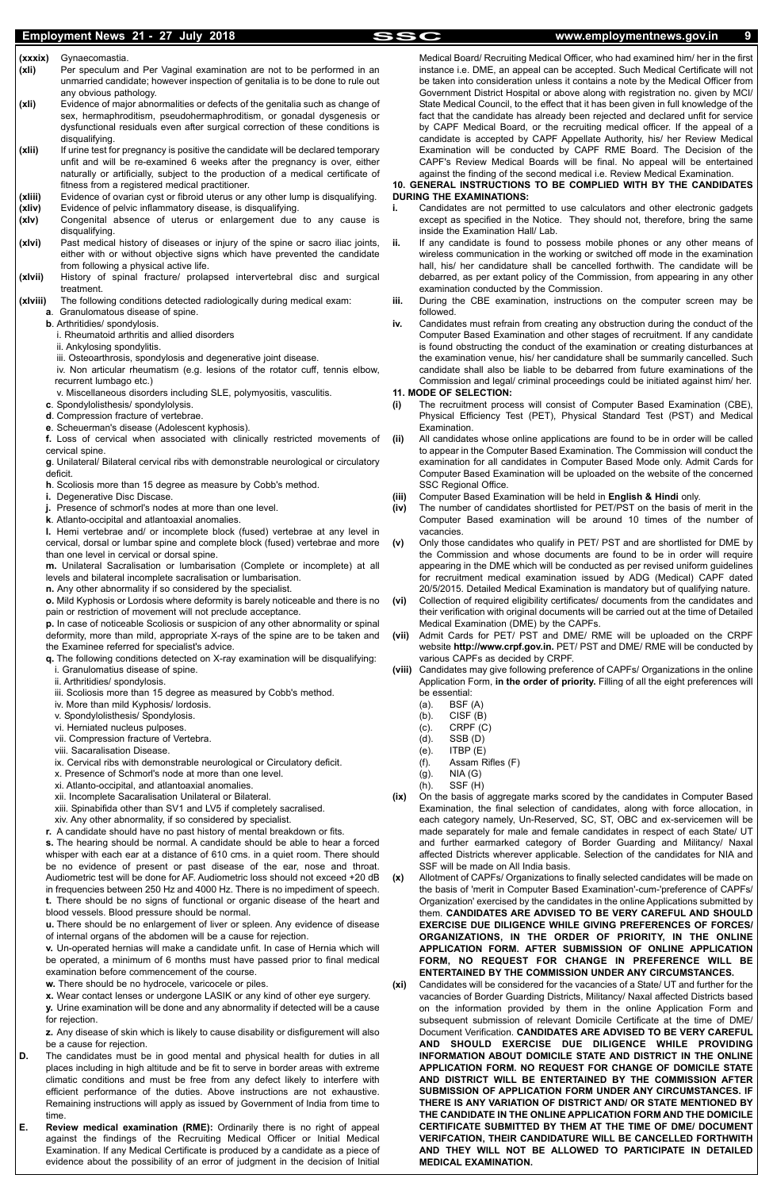**(xxxix)** Gynaecomastia.

**(xli)** Per speculum and Per Vaginal examination are not to be performed in an unmarried candidate; however inspection of genitalia is to be done to rule out any obvious pathology.

**(xli)** Evidence of major abnormalities or defects of the genitalia such as change of sex, hermaphroditism, pseudohermaphroditism, or gonadal dysgenesis or dysfunctional residuals even after surgical correction of these conditions is disqualifying.

**(xlii)** If urine test for pregnancy is positive the candidate will be declared temporary unfit and will be re-examined 6 weeks after the pregnancy is over, either naturally or artificially, subject to the production of a medical certificate of fitness from a registered medical practitioner.

**(xliii)** Evidence of ovarian cyst or fibroid uterus or any other lump is disqualifying.

**(xliv)** Evidence of pelvic inflammatory disease, is disqualifying.

**(xlv)** Congenital absence of uterus or enlargement due to any cause is disqualifying.

**(xlvi)** Past medical history of diseases or injury of the spine or sacro iliac joints, either with or without objective signs which have prevented the candidate from following a physical active life.

**(xlvii)** History of spinal fracture/ prolapsed intervertebral disc and surgical treatment.

**(xlviii)** The following conditions detected radiologically during medical exam:

**a**. Granulomatous disease of spine.

**b**. Arthritidies/ spondylosis.

i. Rheumatoid arthritis and allied disorders

ii. Ankylosing spondylitis.

iii. Osteoarthrosis, spondylosis and degenerative joint disease.

iv. Non articular rheumatism (e.g. lesions of the rotator cuff, tennis elbow, recurrent lumbago etc.)

v. Miscellaneous disorders including SLE, polymyositis, vasculitis.

**c**. Spondylolisthesis/ spondylolysis.

**d**. Compression fracture of vertebrae.

**e**. Scheuerman's disease (Adolescent kyphosis).

**f.** Loss of cervical when associated with clinically restricted movements of cervical spine.

**g**. Unilateral/ Bilateral cervical ribs with demonstrable neurological or circulatory deficit.

**h**. Scoliosis more than 15 degree as measure by Cobb's method.

**i.** Degenerative Disc Discase.

**j.** Presence of schmorl's nodes at more than one level.

**k**. Atlanto-occipital and atlantoaxial anomalies.

**l.** Hemi vertebrae and/ or incomplete block (fused) vertebrae at any level in cervical, dorsal or lumbar spine and complete block (fused) vertebrae and more than one level in cervical or dorsal spine.

**m.** Unilateral Sacralisation or lumbarisation (Complete or incomplete) at all levels and bilateral incomplete sacralisation or lumbarisation.

**n.** Any other abnormality if so considered by the specialist.

**o.** Mild Kyphosis or Lordosis where deformity is barely noticeable and there is no pain or restriction of movement will not preclude acceptance.

**p.** In case of noticeable Scoliosis or suspicion of any other abnormality or spinal deformity, more than mild, appropriate X-rays of the spine are to be taken and the Examinee referred for specialist's advice.

**q.** The following conditions detected on X-ray examination will be disqualifying:

i. Granulomatius disease of spine.

ii. Arthritidies/ spondylosis.

iii. Scoliosis more than 15 degree as measured by Cobb's method.

iv. More than mild Kyphosis/ lordosis.

v. Spondylolisthesis/ Spondylosis.

vi. Herniated nucleus pulposes.

vii. Compression fracture of Vertebra.

viii. Sacaralisation Disease.

ix. Cervical ribs with demonstrable neurological or Circulatory deficit.

x. Presence of Schmorl's node at more than one level.

xi. Atlanto-occipital, and atlantoaxial anomalies.

xii. Incomplete Sacaralisation Unilateral or Bilateral.

xiii. Spinabifida other than SV1 and LV5 if completely sacralised.

xiv. Any other abnormality, if so considered by specialist.

**r.** A candidate should have no past history of mental breakdown or fits.

**s.** The hearing should be normal. A candidate should be able to hear a forced whisper with each ear at a distance of 610 cms. in a quiet room. There should be no evidence of present or past disease of the ear, nose and throat. Audiometric test will be done for AF. Audiometric loss should not exceed +20 dB in frequencies between 250 Hz and 4000 Hz. There is no impediment of speech.

**t.** There should be no signs of functional or organic disease of the heart and blood vessels. Blood pressure should be normal.

**u.** There should be no enlargement of liver or spleen. Any evidence of disease of internal organs of the abdomen will be a cause for rejection.

**v.** Un-operated hernias will make a candidate unfit. In case of Hernia which will be operated, a minimum of 6 months must have passed prior to final medical examination before commencement of the course.

**w.** There should be no hydrocele, varicocele or piles.

**x.** Wear contact lenses or undergone LASIK or any kind of other eye surgery.

**y.** Urine examination will be done and any abnormality if detected will be a cause for rejection.

**z.** Any disease of skin which is likely to cause disability or disfigurement will also be a cause for rejection.

**D.** The candidates must be in good mental and physical health for duties in all places including in high altitude and be fit to serve in border areas with extreme climatic conditions and must be free from any defect likely to interfere with efficient performance of the duties. Above instructions are not exhaustive. Remaining instructions will apply as issued by Government of India from time to time.

**E.** **Review medical examination (RME):** Ordinarily there is no right of appeal against the findings of the Recruiting Medical Officer or Initial Medical Examination. If any Medical Certificate is produced by a candidate as a piece of evidence about the possibility of an error of judgment in the decision of Initial Medical Board/ Recruiting Medical Officer, who had examined him/ her in the first instance i.e. DME, an appeal can be accepted. Such Medical Certificate will not be taken into consideration unless it contains a note by the Medical Officer from Government District Hospital or above along with registration no. given by MCI/ State Medical Council, to the effect that it has been given in full knowledge of the fact that the candidate has already been rejected and declared unfit for service by CAPF Medical Board, or the recruiting medical officer. If the appeal of a candidate is accepted by CAPF Appellate Authority, his/ her Review Medical Examination will be conducted by CAPF RME Board. The Decision of the CAPF's Review Medical Boards will be final. No appeal will be entertained against the finding of the second medical i.e. Review Medical Examination.

## 10. GENERAL INSTRUCTIONS TO BE COMPLIED WITH BY THE CANDIDATES DURING THE EXAMINATIONS:

**i.** Candidates are not permitted to use calculators and other electronic gadgets except as specified in the Notice. They should not, therefore, bring the same inside the Examination Hall/ Lab.

**ii.** If any candidate is found to possess mobile phones or any other means of wireless communication in the working or switched off mode in the examination hall, his/ her candidature shall be cancelled forthwith. The candidate will be debarred, as per extant policy of the Commission, from appearing in any other examination conducted by the Commission.

**iii.** During the CBE examination, instructions on the computer screen may be followed.

**iv.** Candidates must refrain from creating any obstruction during the conduct of the Computer Based Examination and other stages of recruitment. If any candidate is found obstructing the conduct of the examination or creating disturbances at the examination venue, his/ her candidature shall be summarily cancelled. Such candidate shall also be liable to be debarred from future examinations of the Commission and legal/ criminal proceedings could be initiated against him/ her.

## 11. MODE OF SELECTION:

**(i)** The recruitment process will consist of Computer Based Examination (CBE), Physical Efficiency Test (PET), Physical Standard Test (PST) and Medical Examination.

**(ii)** All candidates whose online applications are found to be in order will be called to appear in the Computer Based Examination. The Commission will conduct the examination for all candidates in Computer Based Mode only. Admit Cards for Computer Based Examination will be uploaded on the website of the concerned SSC Regional Office.

**(iii)** Computer Based Examination will be held in **English & Hindi** only.

**(iv)** The number of candidates shortlisted for PET/PST on the basis of merit in the Computer Based examination will be around 10 times of the number of vacancies.

**(v)** Only those candidates who qualify in PET/ PST and are shortlisted for DME by the Commission and whose documents are found to be in order will require appearing in the DME which will be conducted as per revised uniform guidelines for recruitment medical examination issued by ADG (Medical) CAPF dated 20/5/2015. Detailed Medical Examination is mandatory but of qualifying nature.

**(vi)** Collection of required eligibility certificates/ documents from the candidates and their verification with original documents will be carried out at the time of Detailed Medical Examination (DME) by the CAPFs.

**(vii)** Admit Cards for PET/ PST and DME/ RME will be uploaded on the CRPF website **http://www.crpf.gov.in.** PET/ PST and DME/ RME will be conducted by various CAPFs as decided by CRPF.

**(viii)** Candidates may give following preference of CAPFs/ Organizations in the online Application Form, **in the order of priority.** Filling of all the eight preferences will be essential:

(a). BSF (A)
(b). CISF (B)
(c). CRPF (C)
(d). SSB (D)
(e). ITBP (E)
(f). Assam Rifles (F)
(g). NIA (G)
(h). SSF (H)

**(ix)** On the basis of aggregate marks scored by the candidates in Computer Based Examination, the final selection of candidates, along with force allocation, in each category namely, Un-Reserved, SC, ST, OBC and ex-servicemen will be made separately for male and female candidates in respect of each State/ UT and further earmarked category of Border Guarding and Militancy/ Naxal affected Districts wherever applicable. Selection of the candidates for NIA and SSF will be made on All India basis.

**(x)** Allotment of CAPFs/ Organizations to finally selected candidates will be made on the basis of 'merit in Computer Based Examination'-cum-'preference of CAPFs/ Organization' exercised by the candidates in the online Applications submitted by them. **CANDIDATES ARE ADVISED TO BE VERY CAREFUL AND SHOULD EXERCISE DUE DILIGENCE WHILE GIVING PREFERENCES OF FORCES/ ORGANIZATIONS, IN THE ORDER OF PRIORITY, IN THE ONLINE APPLICATION FORM. AFTER SUBMISSION OF ONLINE APPLICATION FORM, NO REQUEST FOR CHANGE IN PREFERENCE WILL BE ENTERTAINED BY THE COMMISSION UNDER ANY CIRCUMSTANCES.**

**(xi)** Candidates will be considered for the vacancies of a State/ UT and further for the vacancies of Border Guarding Districts, Militancy/ Naxal affected Districts based on the information provided by them in the online Application Form and subsequent submission of relevant Domicile Certificate at the time of DME/ Document Verification. **CANDIDATES ARE ADVISED TO BE VERY CAREFUL AND SHOULD EXERCISE DUE DILIGENCE WHILE PROVIDING INFORMATION ABOUT DOMICILE STATE AND DISTRICT IN THE ONLINE APPLICATION FORM. NO REQUEST FOR CHANGE OF DOMICILE STATE AND DISTRICT WILL BE ENTERTAINED BY THE COMMISSION AFTER SUBMISSION OF APPLICATION FORM UNDER ANY CIRCUMSTANCES. IF THERE IS ANY VARIATION OF DISTRICT AND/ OR STATE MENTIONED BY THE CANDIDATE IN THE ONLINE APPLICATION FORM AND THE DOMICILE CERTIFICATE SUBMITTED BY THEM AT THE TIME OF DME/ DOCUMENT VERIFCATION, THEIR CANDIDATURE WILL BE CANCELLED FORTHWITH AND THEY WILL NOT BE ALLOWED TO PARTICIPATE IN DETAILED MEDICAL EXAMINATION.**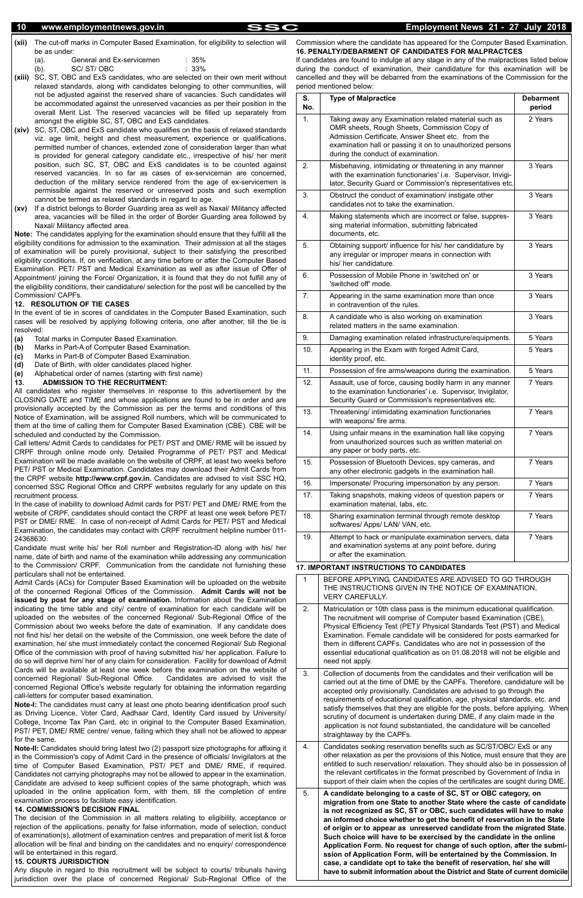**(xii)** The cut-off marks in Computer Based Examination, for eligibility to selection will be as under:

(a). General and Ex-servicemen : 35%

(b). SC/ ST/ OBC : 33%

**(xiii)** SC, ST, OBC and ExS candidates, who are selected on their own merit without relaxed standards, along with candidates belonging to other communities, will not be adjusted against the reserved share of vacancies. Such candidates will be accommodated against the unreserved vacancies as per their position in the overall Merit List. The reserved vacancies will be filled up separately from amongst the eligible SC, ST, OBC and ExS candidates.

**(xiv)** SC, ST, OBC and ExS candidate who qualifies on the basis of relaxed standards viz. age limit, height and chest measurement, experience or qualifications, permitted number of chances, extended zone of consideration larger than what is provided for general category candidate etc., irrespective of his/ her merit position, such SC, ST, OBC and ExS candidates is to be counted against reserved vacancies. In so far as cases of ex-serviceman are concerned, deduction of the military service rendered from the age of ex-servicemen is permissible against the reserved or unreserved posts and such exemption cannot be termed as relaxed standards in regard to age.

**(xv)** If a district belongs to Border Guarding area as well as Naxal/ Militancy affected area, vacancies will be filled in the order of Border Guarding area followed by Naxal/ Militancy affected area.

**Note:** The candidates applying for the examination should ensure that they fulfill all the eligibility conditions for admission to the examination. Their admission at all the stages of examination will be purely provisional, subject to their satisfying the prescribed eligibility conditions. If, on verification, at any time before or after the Computer Based Examination. PET/ PST and Medical Examination as well as after issue of Offer of Appointment/ joining the Force/ Organization, it is found that they do not fulfill any of the eligibility conditions, their candidature/ selection for the post will be cancelled by the Commission/ CAPFs.

## 12. RESOLUTION OF TIE CASES

In the event of tie in scores of candidates in the Computer Based Examination, such cases will be resolved by applying following criteria, one after another, till the tie is resolved:

**(a)** Total marks in Computer Based Examination.

**(b)** Marks in Part-A of Computer Based Examination.

**(c)** Marks in Part-B of Computer Based Examination.

**(d)** Date of Birth, with older candidates placed higher.

**(e)** Alphabetical order of names (starting with first name)

## 13. ADMISSION TO THE RECRUITMENT:

All candidates who register themselves in response to this advertisement by the CLOSING DATE and TIME and whose applications are found to be in order and are provisionally accepted by the Commission as per the terms and conditions of this Notice of Examination, will be assigned Roll numbers, which will be communicated to them at the time of calling them for Computer Based Examination (CBE). CBE will be scheduled and conducted by the Commission.

Call letters/ Admit Cards to candidates for PET/ PST and DME/ RME will be issued by CRPF through online mode only. Detailed Programme of PET/ PST and Medical Examination will be made available on the website of CRPF, at least two weeks before PET/ PST or Medical Examination. Candidates may download their Admit Cards from the CRPF website **http://www.crpf.gov.in.** Candidates are advised to visit SSC HQ, concerned SSC Regional Office and CRPF websites regularly for any update on this recruitment process.

In the case of inability to download Admit cards for PST/ PET and DME/ RME from the website of CRPF, candidates should contact the CRPF at least one week before PET/ PST or DME/ RME. In case of non-receipt of Admit Cards for PET/ PST and Medical Examination, the candidates may contact with CRPF recruitment helpline number 011-24368630.

Candidate must write his/ her Roll number and Registration-ID along with his/ her name, date of birth and name of the examination while addressing any communication to the Commission/ CRPF. Communication from the candidate not furnishing these particulars shall not be entertained.

Admit Cards (ACs) for Computer Based Examination will be uploaded on the website of the concerned Regional Offices of the Commission. **Admit Cards will not be issued by post for any stage of examination.** Information about the Examination indicating the time table and city/ centre of examination for each candidate will be uploaded on the websites of the concerned Regional/ Sub-Regional Office of the Commission about two weeks before the date of examination. If any candidate does not find his/ her detail on the website of the Commission, one week before the date of examination, he/ she must immediately contact the concerned Regional/ Sub Regional Office of the commission with proof of having submitted his/ her application. Failure to do so will deprive him/ her of any claim for consideration. Facility for download of Admit Cards will be available at least one week before the examination on the website of concerned Regional/ Sub-Regional Office. Candidates are advised to visit the concerned Regional Office's website regularly for obtaining the information regarding call-letters for computer based examination.

**Note-I:** The candidates must carry at least one photo bearing identification proof such as Driving Licence, Voter Card, Aadhaar Card, Identity Card issued by University/ College, Income Tax Pan Card, etc in original to the Computer Based Examination, PST/ PET, DME/ RME centre/ venue, failing which they shall not be allowed to appear for the same.

**Note-II:** Candidates should bring latest two (2) passport size photographs for affixing it in the Commission's copy of Admit Card in the presence of officials/ Invigilators at the time of Computer Based Examination, PST/ PET and DME/ RME, if required. Candidates not carrying photographs may not be allowed to appear in the examination. Candidate are advised to keep sufficient copies of the same photograph, which was uploaded in the online application form, with them, till the completion of entire examination process to facilitate easy identification.

## 14. COMMISSION'S DECISION FINAL

The decision of the Commission in all matters relating to eligibility, acceptance or rejection of the applications, penalty for false information, mode of selection, conduct of examination(s), allotment of examination centres and preparation of merit list & force allocation will be final and binding on the candidates and no enquiry/ correspondence will be entertained in this regard.

## 15. COURTS JURISDICTION

Any dispute in regard to this recruitment will be subject to courts/ tribunals having jurisdiction over the place of concerned Regional/ Sub-Regional Office of the Commission where the candidate has appeared for the Computer Based Examination.

## 16. PENALTY/DEBARMENT OF CANDIDATES FOR MALPRACTCES

If candidates are found to indulge at any stage in any of the malpractices listed below during the conduct of examination, their candidature for this examination will be cancelled and they will be debarred from the examinations of the Commission for the period mentioned below:

| S. No. | Type of Malpractice | Debarment period |
|---|---|---|
| 1. | Taking away any Examination related material such as OMR sheets, Rough Sheets, Commission Copy of Admission Certificate, Answer Sheet etc. from the examination hall or passing it on to unauthorized persons during the conduct of examination. | 2 Years |
| 2. | Misbehaving, intimidating or threatening in any manner with the examination functionaries' i.e. Supervisor, Invigilator, Security Guard or Commission's representatives etc. | 3 Years |
| 3. | Obstruct the conduct of examination/ instigate other candidates not to take the examination. | 3 Years |
| 4. | Making statements which are incorrect or false, suppressing material information, submitting fabricated documents, etc. | 3 Years |
| 5. | Obtaining support/ influence for his/ her candidature by any irregular or improper means in connection with his/ her candidature. | 3 Years |
| 6. | Possession of Mobile Phone in 'switched on' or 'switched off' mode. | 3 Years |
| 7. | Appearing in the same examination more than once in contravention of the rules. | 3 Years |
| 8. | A candidate who is also working on examination related matters in the same examination. | 3 Years |
| 9. | Damaging examination related infrastructure/equipments. | 5 Years |
| 10. | Appearing in the Exam with forged Admit Card, identity proof, etc. | 5 Years |
| 11. | Possession of fire arms/weapons during the examination. | 5 Years |
| 12. | Assault, use of force, causing bodily harm in any manner to the examination functionaries' i.e. Supervisor, Invigilator, Security Guard or Commission's representatives etc. | 7 Years |
| 13. | Threatening/ intimidating examination functionaries with weapons/ fire arms. | 7 Years |
| 14. | Using unfair means in the examination hall like copying from unauthorized sources such as written material on any paper or body parts, etc. | 7 Years |
| 15. | Possession of Bluetooth Devices, spy cameras, and any other electronic gadgets in the examination hall. | 7 Years |
| 16. | Impersonate/ Procuring impersonation by any person. | 7 Years |
| 17. | Taking snapshots, making videos of question papers or examination material, labs, etc. | 7 Years |
| 18. | Sharing examination terminal through remote desktop softwares/ Apps/ LAN/ VAN, etc. | 7 Years |
| 19. | Attempt to hack or manipulate examination servers, data and examination systems at any point before, during or after the examination. | 7 Years |

## 17. IMPORTANT INSTRUCTIONS TO CANDIDATES

| | |
|---|---|
| 1 | BEFORE APPLYING, CANDIDATES ARE ADVISED TO GO THROUGH THE INSTRUCTIONS GIVEN IN THE NOTICE OF EXAMINATION, VERY CAREFULLY. |
| 2. | Matriculation or 10th class pass is the minimum educational qualification. The recruitment will comprise of Computer based Examination (CBE), Physical Efficiency Test (PET)/ Physical Standards Test (PST) and Medical Examination. Female candidate will be considered for posts earmarked for them in different CAPFs. Candidates who are not in possession of the essential educational qualification as on 01.08.2018 will not be eligible and need not apply. |
| 3. | Collection of documents from the candidates and their verification will be carried out at the time of DME by the CAPFs. Therefore, candidature will be accepted only provisionally. Candidates are advised to go through the requirements of educational qualification, age, physical standards, etc. and satisfy themselves that they are eligible for the posts, before applying. When scrutiny of document is undertaken during DME, if any claim made in the application is not found substantiated, the candidature will be cancelled straightaway by the CAPFs. |
| 4. | Candidates seeking reservation benefits such as SC/ST/OBC/ ExS or any other relaxation as per the provisions of this Notice, must ensure that they are entitled to such reservation/ relaxation. They should also be in possession of the relevant certificates in the format prescribed by Government of India in support of their claim when the copies of the certificates are sought during DME. |
| 5. | **A candidate belonging to a caste of SC, ST or OBC category, on migration from one State to another State where the caste of candidate is not recognized as SC, ST or OBC, such candidates will have to make an informed choice whether to get the benefit of reservation in the State of origin or to appear as unreserved candidate from the migrated State. Such choice will have to be exercised by the candidate in the online Application Form. No request for change of such option, after the submission of Application Form, will be entertained by the Commission. In case, a candidate opt to take the benefit of reservation, he/ she will have to submit information about the District and State of current domicile** |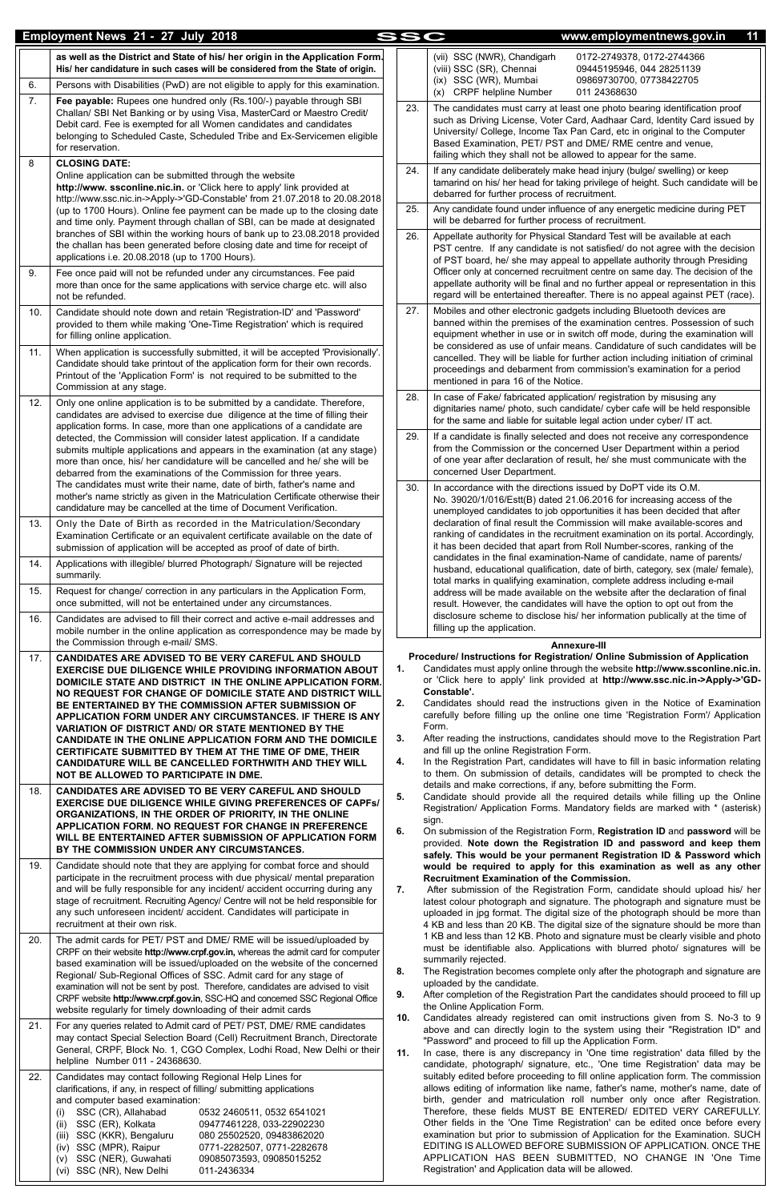| | |
|---|---|
| | as well as the District and State of his/ her origin in the Application Form. His/ her candidature in such cases will be considered from the State of origin. |
| 6. | Persons with Disabilities (PwD) are not eligible to apply for this examination. |
| 7. | **Fee payable:** Rupees one hundred only (Rs.100/-) payable through SBI Challan/ SBI Net Banking or by using Visa, MasterCard or Maestro Credit/ Debit card. Fee is exempted for all Women candidates and candidates belonging to Scheduled Caste, Scheduled Tribe and Ex-Servicemen eligible for reservation. |
| 8 | **CLOSING DATE:** Online application can be submitted through the website **http://www. ssconline.nic.in.** or 'Click here to apply' link provided at http://www.ssc.nic.in->Apply->'GD-Constable' from 21.07.2018 to 20.08.2018 (up to 1700 Hours). Online fee payment can be made up to the closing date and time only. Payment through challan of SBI, can be made at designated branches of SBI within the working hours of bank up to 23.08.2018 provided the challan has been generated before closing date and time for receipt of applications i.e. 20.08.2018 (up to 1700 Hours). |
| 9. | Fee once paid will not be refunded under any circumstances. Fee paid more than once for the same applications with service charge etc. will also not be refunded. |
| 10. | Candidate should note down and retain 'Registration-ID' and 'Password' provided to them while making 'One-Time Registration' which is required for filling online application. |
| 11. | When application is successfully submitted, it will be accepted 'Provisionally'. Candidate should take printout of the application form for their own records. Printout of the 'Application Form' is not required to be submitted to the Commission at any stage. |
| 12. | Only one online application is to be submitted by a candidate. Therefore, candidates are advised to exercise due diligence at the time of filling their application forms. In case, more than one applications of a candidate are detected, the Commission will consider latest application. If a candidate submits multiple applications and appears in the examination (at any stage) more than once, his/ her candidature will be cancelled and he/ she will be debarred from the examinations of the Commission for three years. The candidates must write their name, date of birth, father's name and mother's name strictly as given in the Matriculation Certificate otherwise their candidature may be cancelled at the time of Document Verification. |
| 13. | Only the Date of Birth as recorded in the Matriculation/Secondary Examination Certificate or an equivalent certificate available on the date of submission of application will be accepted as proof of date of birth. |
| 14. | Applications with illegible/ blurred Photograph/ Signature will be rejected summarily. |
| 15. | Request for change/ correction in any particulars in the Application Form, once submitted, will not be entertained under any circumstances. |
| 16. | Candidates are advised to fill their correct and active e-mail addresses and mobile number in the online application as correspondence may be made by the Commission through e-mail/ SMS. |
| 17. | **CANDIDATES ARE ADVISED TO BE VERY CAREFUL AND SHOULD EXERCISE DUE DILIGENCE WHILE PROVIDING INFORMATION ABOUT DOMICILE STATE AND DISTRICT IN THE ONLINE APPLICATION FORM. NO REQUEST FOR CHANGE OF DOMICILE STATE AND DISTRICT WILL BE ENTERTAINED BY THE COMMISSION AFTER SUBMISSION OF APPLICATION FORM UNDER ANY CIRCUMSTANCES. IF THERE IS ANY VARIATION OF DISTRICT AND/ OR STATE MENTIONED BY THE CANDIDATE IN THE ONLINE APPLICATION FORM AND THE DOMICILE CERTIFICATE SUBMITTED BY THEM AT THE TIME OF DME, THEIR CANDIDATURE WILL BE CANCELLED FORTHWITH AND THEY WILL NOT BE ALLOWED TO PARTICIPATE IN DME.** |
| 18. | **CANDIDATES ARE ADVISED TO BE VERY CAREFUL AND SHOULD EXERCISE DUE DILIGENCE WHILE GIVING PREFERENCES OF CAPFs/ ORGANIZATIONS, IN THE ORDER OF PRIORITY, IN THE ONLINE APPLICATION FORM. NO REQUEST FOR CHANGE IN PREFERENCE WILL BE ENTERTAINED AFTER SUBMISSION OF APPLICATION FORM BY THE COMMISSION UNDER ANY CIRCUMSTANCES.** |
| 19. | Candidate should note that they are applying for combat force and should participate in the recruitment process with due physical/ mental preparation and will be fully responsible for any incident/ accident occurring during any stage of recruitment. Recruiting Agency/ Centre will not be held responsible for any such unforeseen incident/ accident. Candidates will participate in recruitment at their own risk. |
| 20. | The admit cards for PET/ PST and DME/ RME will be issued/uploaded by CRPF on their website **http://www.crpf.gov.in,** whereas the admit card for computer based examination will be issued/uploaded on the website of the concerned Regional/ Sub-Regional Offices of SSC. Admit card for any stage of examination will not be sent by post. Therefore, candidates are advised to visit CRPF website **http://www.crpf.gov.in**, SSC-HQ and concerned SSC Regional Office website regularly for timely downloading of their admit cards |
| 21. | For any queries related to Admit card of PET/ PST, DME/ RME candidates may contact Special Selection Board (Cell) Recruitment Branch, Directorate General, CRPF, Block No. 1, CGO Complex, Lodhi Road, New Delhi or their helpline Number 011 - 24368630. |
| 22. | Candidates may contact following Regional Help Lines for clarifications, if any, in respect of filling/ submitting applications and computer based examination:<br>(i) SSC (CR), Allahabad 0532 2460511, 0532 6541021<br>(ii) SSC (ER), Kolkata 09477461228, 033-22902230<br>(iii) SSC (KKR), Bengaluru 080 25502520, 09483862020<br>(iv) SSC (MPR), Raipur 0771-2282507, 0771-2282678<br>(v) SSC (NER), Guwahati 09085073593, 09085015252<br>(vi) SSC (NR), New Delhi 011-2436334<br>(vii) SSC (NWR), Chandigarh 0172-2749378, 0172-2744366<br>(viii) SSC (SR), Chennai 09445195946, 044 28251139<br>(ix) SSC (WR), Mumbai 09869730700, 07738422705<br>(x) CRPF helpline Number 011 24368630 |
| 23. | The candidates must carry at least one photo bearing identification proof such as Driving License, Voter Card, Aadhaar Card, Identity Card issued by University/ College, Income Tax Pan Card, etc in original to the Computer Based Examination, PET/ PST and DME/ RME centre and venue, failing which they shall not be allowed to appear for the same. |
| 24. | If any candidate deliberately make head injury (bulge/ swelling) or keep tamarind on his/ her head for taking privilege of height. Such candidate will be debarred for further process of recruitment. |
| 25. | Any candidate found under influence of any energetic medicine during PET will be debarred for further process of recruitment. |
| 26. | Appellate authority for Physical Standard Test will be available at each PST centre. If any candidate is not satisfied/ do not agree with the decision of PST board, he/ she may appeal to appellate authority through Presiding Officer only at concerned recruitment centre on same day. The decision of the appellate authority will be final and no further appeal or representation in this regard will be entertained thereafter. There is no appeal against PET (race). |
| 27. | Mobiles and other electronic gadgets including Bluetooth devices are banned within the premises of the examination centres. Possession of such equipment whether in use or in switch off mode, during the examination will be considered as use of unfair means. Candidature of such candidates will be cancelled. They will be liable for further action including initiation of criminal proceedings and debarment from commission's examination for a period mentioned in para 16 of the Notice. |
| 28. | In case of Fake/ fabricated application/ registration by misusing any dignitaries name/ photo, such candidate/ cyber cafe will be held responsible for the same and liable for suitable legal action under cyber/ IT act. |
| 29. | If a candidate is finally selected and does not receive any correspondence from the Commission or the concerned User Department within a period of one year after declaration of result, he/ she must communicate with the concerned User Department. |
| 30. | In accordance with the directions issued by DoPT vide its O.M. No. 39020/1/016/Estt(B) dated 21.06.2016 for increasing access of the unemployed candidates to job opportunities it has been decided that after declaration of final result the Commission will make available-scores and ranking of candidates in the recruitment examination on its portal. Accordingly, it has been decided that apart from Roll Number-scores, ranking of the candidates in the final examination-Name of candidate, name of parents/ husband, educational qualification, date of birth, category, sex (male/ female), total marks in qualifying examination, complete address including e-mail address will be made available on the website after the declaration of final result. However, the candidates will have the option to opt out from the disclosure scheme to disclose his/ her information publically at the time of filling up the application. |

## Annexure-III

### Procedure/ Instructions for Registration/ Online Submission of Application

1. Candidates must apply online through the website **http://www.ssconline.nic.in.** or 'Click here to apply' link provided at **http://www.ssc.nic.in->Apply->'GD-Constable'.**
2. Candidates should read the instructions given in the Notice of Examination carefully before filling up the online one time 'Registration Form'/ Application Form.
3. After reading the instructions, candidates should move to the Registration Part and fill up the online Registration Form.
4. In the Registration Part, candidates will have to fill in basic information relating to them. On submission of details, candidates will be prompted to check the details and make corrections, if any, before submitting the Form.
5. Candidate should provide all the required details while filling up the Online Registration/ Application Forms. Mandatory fields are marked with * (asterisk) sign.
6. On submission of the Registration Form, **Registration ID** and **password** will be provided. **Note down the Registration ID and password and keep them safely. This would be your permanent Registration ID & Password which would be required to apply for this examination as well as any other Recruitment Examination of the Commission.**
7. After submission of the Registration Form, candidate should upload his/ her latest colour photograph and signature. The photograph and signature must be uploaded in jpg format. The digital size of the photograph should be more than 4 KB and less than 20 KB. The digital size of the signature should be more than 1 KB and less than 12 KB. Photo and signature must be clearly visible and photo must be identifiable also. Applications with blurred photo/ signatures will be summarily rejected.
8. The Registration becomes complete only after the photograph and signature are uploaded by the candidate.
9. After completion of the Registration Part the candidates should proceed to fill up the Online Application Form.
10. Candidates already registered can omit instructions given from S. No-3 to 9 above and can directly login to the system using their "Registration ID" and "Password" and proceed to fill up the Application Form.
11. In case, there is any discrepancy in 'One time registration' data filled by the candidate, photograph/ signature, etc., 'One time Registration' data may be suitably edited before proceeding to fill online application form. The commission allows editing of information like name, father's name, mother's name, date of birth, gender and matriculation roll number only once after Registration. Therefore, these fields MUST BE ENTERED/ EDITED VERY CAREFULLY. Other fields in the 'One Time Registration' can be edited once before every examination but prior to submission of Application for the Examination. SUCH EDITING IS ALLOWED BEFORE SUBMISSION OF APPLICATION. ONCE THE APPLICATION HAS BEEN SUBMITTED, NO CHANGE IN 'One Time Registration' and Application data will be allowed.